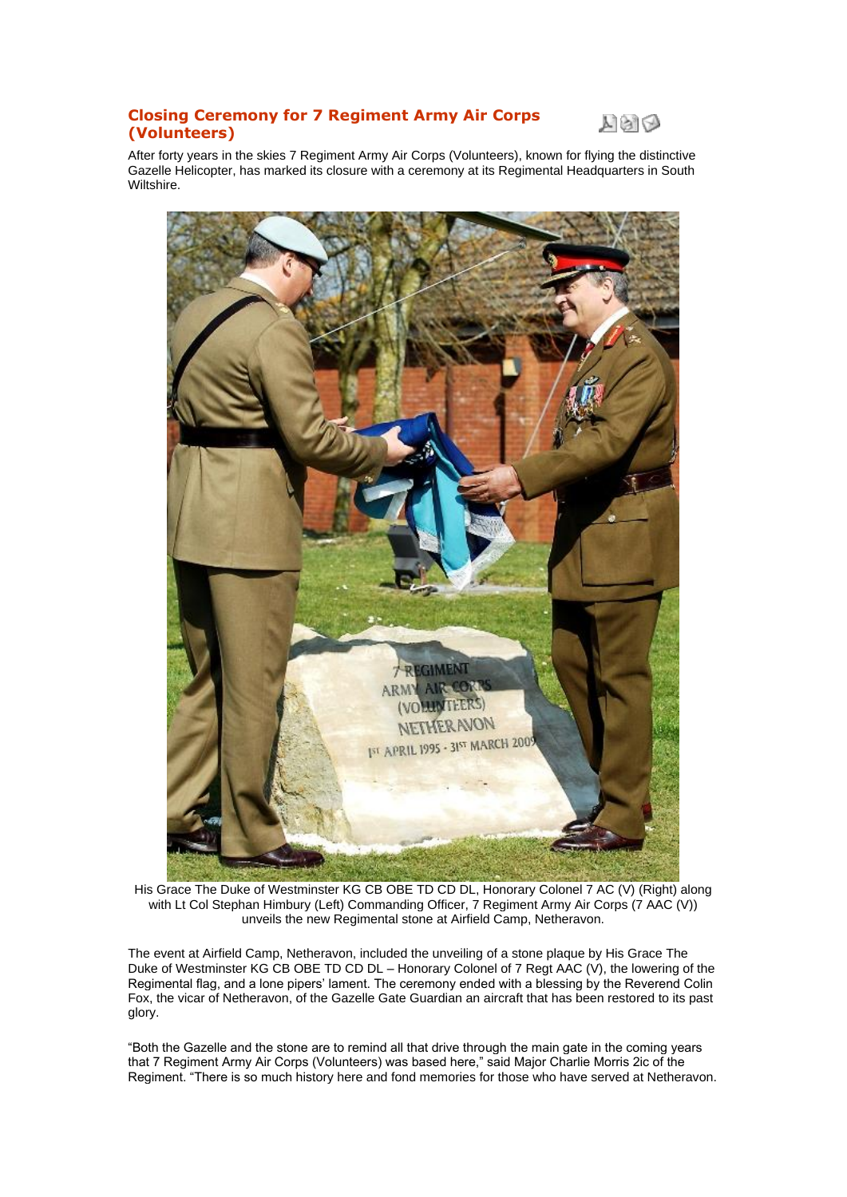## Closing Ceremony for 7 Regiment Army Air Corps (Volunteers)

After forty years in the skies 7 Regiment Army Air Corps (Volunteers), known for flying the distinctive Gazelle Helicopter, has marked its closure with a ceremony at its Regimental Headquarters in South Wiltshire.

His Grace The Duke of Westminster KG CB OBE TD CD DL, Honorary Colonel 7 AC (V) (Right) along with Lt Col Stephan Himbury (Left) Commanding Officer, 7 Regiment Army Air Corps (7 AAC (V)) unveils the new Regimental stone at Airfield Camp, Netheravon.

The event at Airfield Camp, Netheravon, included the unveiling of a stone plaque by His Grace The Duke of Westminster KG CB OBE TD CD DL – Honorary Colonel of 7 Regt AAC (V), the lowering of the Regimental flag, and a lone pipers' lament. The ceremony ended with a blessing by the Reverend Colin Fox, the vicar of Netheravon, of the Gazelle Gate Guardian an aircraft that has been restored to its past glory.

"Both the Gazelle and the stone are to remind all that drive through the main gate in the coming years that 7 Regiment Army Air Corps (Volunteers) was based here," said Major Charlie Morris 2ic of the Regiment. "There is so much history here and fond memories for those who have served at Netheravon.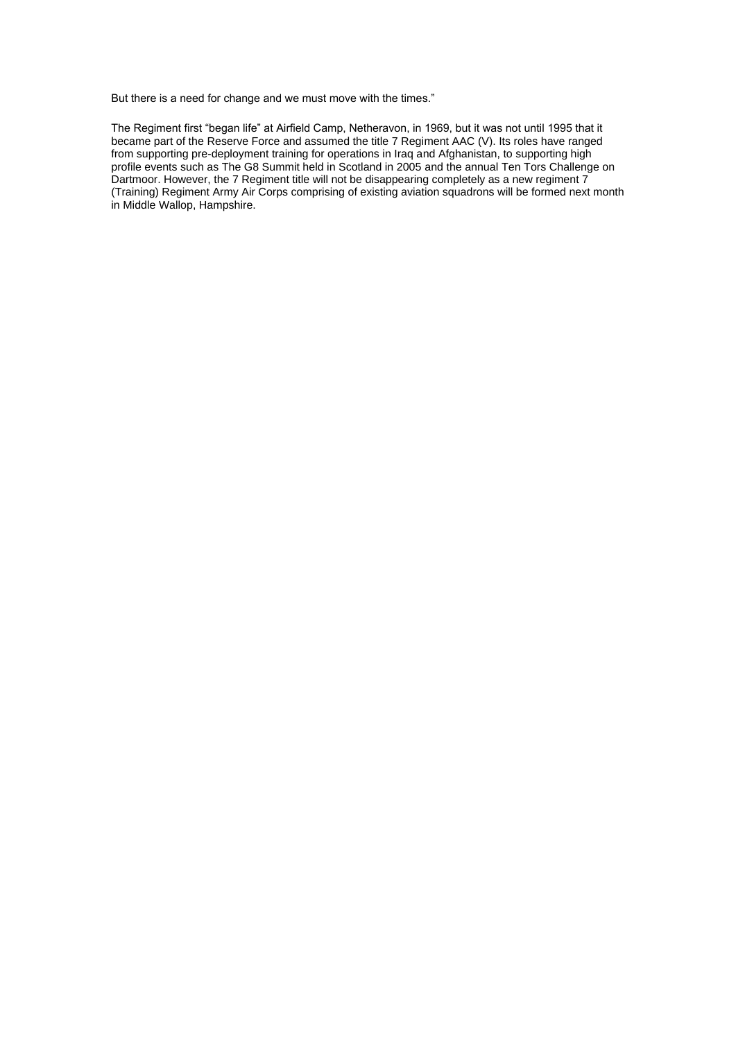But there is a need for change and we must move with the times."

The Regiment first "began life" at Airfield Camp, Netheravon, in 1969, but it was not until 1995 that it became part of the Reserve Force and assumed the title 7 Regiment AAC (V). Its roles have ranged from supporting pre-deployment training for operations in Iraq and Afghanistan, to supporting high profile events such as The G8 Summit held in Scotland in 2005 and the annual Ten Tors Challenge on Dartmoor. However, the 7 Regiment title will not be disappearing completely as a new regiment 7 (Training) Regiment Army Air Corps comprising of existing aviation squadrons will be formed next month in Middle Wallop, Hampshire.